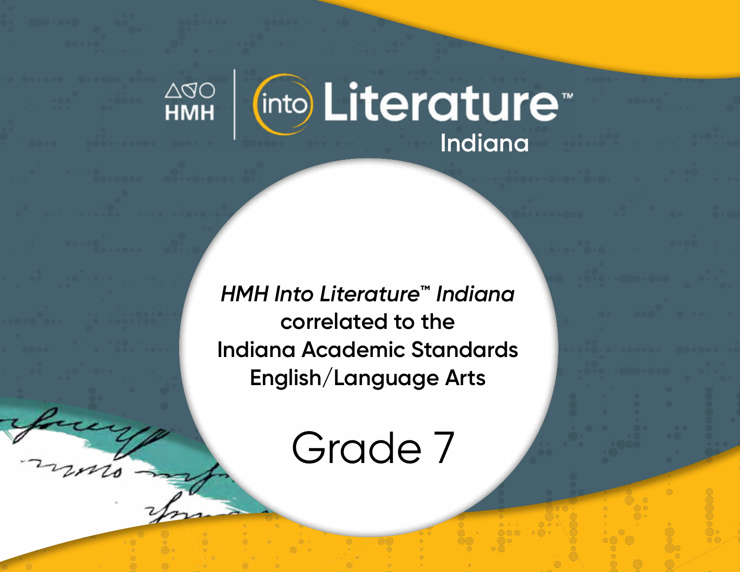HMH | into Literature™

Indiana

*HMH Into Literature™ Indiana*
correlated to the
Indiana Academic Standards
English/Language Arts

# Grade 7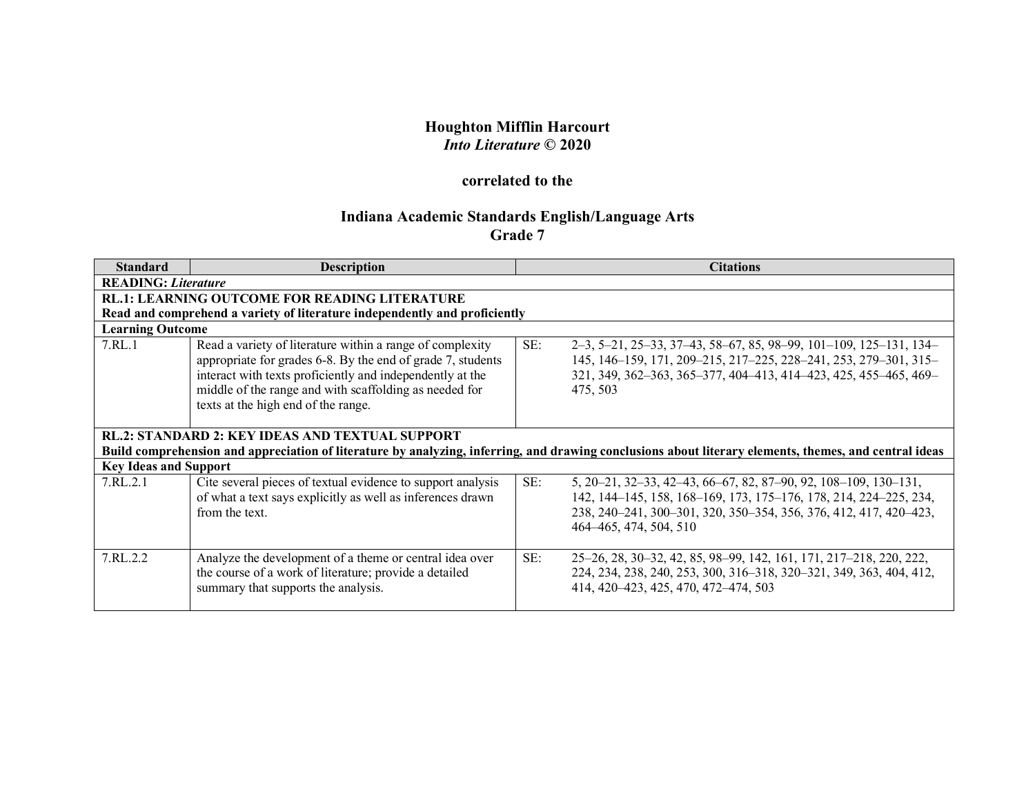**Houghton Mifflin Harcourt**
***Into Literature* © 2020**

**correlated to the**

**Indiana Academic Standards English/Language Arts**
**Grade 7**

| Standard | Description | Citations |
|---|---|---|
| **READING:** ***Literature*** | | |
| **RL.1: LEARNING OUTCOME FOR READING LITERATURE** **Read and comprehend a variety of literature independently and proficiently** | | |
| **Learning Outcome** | | |
| 7.RL.1 | Read a variety of literature within a range of complexity appropriate for grades 6-8. By the end of grade 7, students interact with texts proficiently and independently at the middle of the range and with scaffolding as needed for texts at the high end of the range. | SE: 2–3, 5–21, 25–33, 37–43, 58–67, 85, 98–99, 101–109, 125–131, 134–145, 146–159, 171, 209–215, 217–225, 228–241, 253, 279–301, 315–321, 349, 362–363, 365–377, 404–413, 414–423, 425, 455–465, 469–475, 503 |
| **RL.2: STANDARD 2: KEY IDEAS AND TEXTUAL SUPPORT** **Build comprehension and appreciation of literature by analyzing, inferring, and drawing conclusions about literary elements, themes, and central ideas** | | |
| **Key Ideas and Support** | | |
| 7.RL.2.1 | Cite several pieces of textual evidence to support analysis of what a text says explicitly as well as inferences drawn from the text. | SE: 5, 20–21, 32–33, 42–43, 66–67, 82, 87–90, 92, 108–109, 130–131, 142, 144–145, 158, 168–169, 173, 175–176, 178, 214, 224–225, 234, 238, 240–241, 300–301, 320, 350–354, 356, 376, 412, 417, 420–423, 464–465, 474, 504, 510 |
| 7.RL.2.2 | Analyze the development of a theme or central idea over the course of a work of literature; provide a detailed summary that supports the analysis. | SE: 25–26, 28, 30–32, 42, 85, 98–99, 142, 161, 171, 217–218, 220, 222, 224, 234, 238, 240, 253, 300, 316–318, 320–321, 349, 363, 404, 412, 414, 420–423, 425, 470, 472–474, 503 |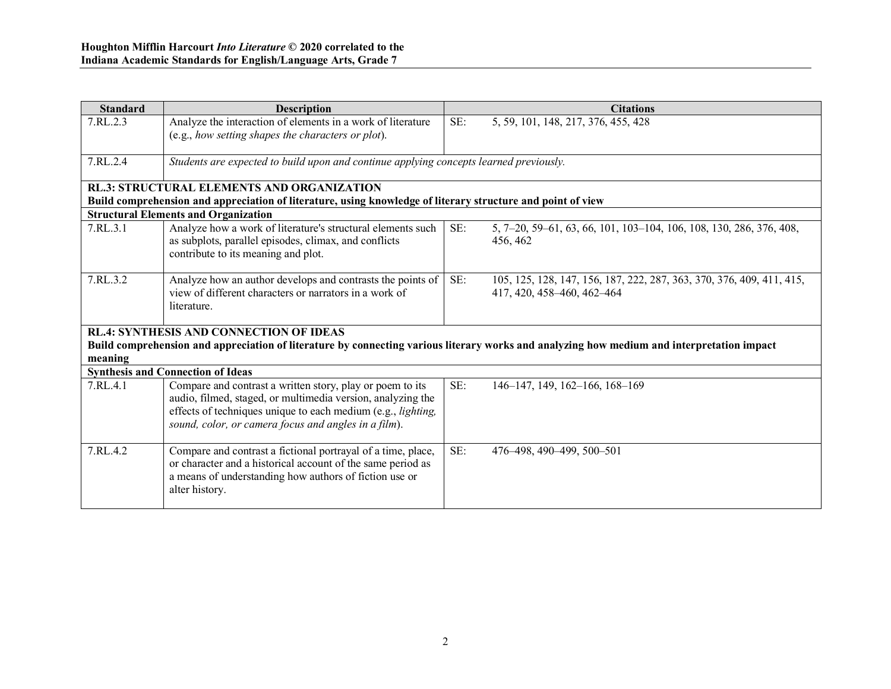| Standard | Description | Citations |
| --- | --- | --- |
| 7.RL.2.3 | Analyze the interaction of elements in a work of literature (e.g., *how setting shapes the characters or plot*). | SE: 5, 59, 101, 148, 217, 376, 455, 428 |
| 7.RL.2.4 | *Students are expected to build upon and continue applying concepts learned previously.* | |
| **RL.3: STRUCTURAL ELEMENTS AND ORGANIZATION** **Build comprehension and appreciation of literature, using knowledge of literary structure and point of view** | | |
| **Structural Elements and Organization** | | |
| 7.RL.3.1 | Analyze how a work of literature's structural elements such as subplots, parallel episodes, climax, and conflicts contribute to its meaning and plot. | SE: 5, 7–20, 59–61, 63, 66, 101, 103–104, 106, 108, 130, 286, 376, 408, 456, 462 |
| 7.RL.3.2 | Analyze how an author develops and contrasts the points of view of different characters or narrators in a work of literature. | SE: 105, 125, 128, 147, 156, 187, 222, 287, 363, 370, 376, 409, 411, 415, 417, 420, 458–460, 462–464 |
| **RL.4: SYNTHESIS AND CONNECTION OF IDEAS** **Build comprehension and appreciation of literature by connecting various literary works and analyzing how medium and interpretation impact meaning** | | |
| **Synthesis and Connection of Ideas** | | |
| 7.RL.4.1 | Compare and contrast a written story, play or poem to its audio, filmed, staged, or multimedia version, analyzing the effects of techniques unique to each medium (e.g., *lighting, sound, color, or camera focus and angles in a film*). | SE: 146–147, 149, 162–166, 168–169 |
| 7.RL.4.2 | Compare and contrast a fictional portrayal of a time, place, or character and a historical account of the same period as a means of understanding how authors of fiction use or alter history. | SE: 476–498, 490–499, 500–501 |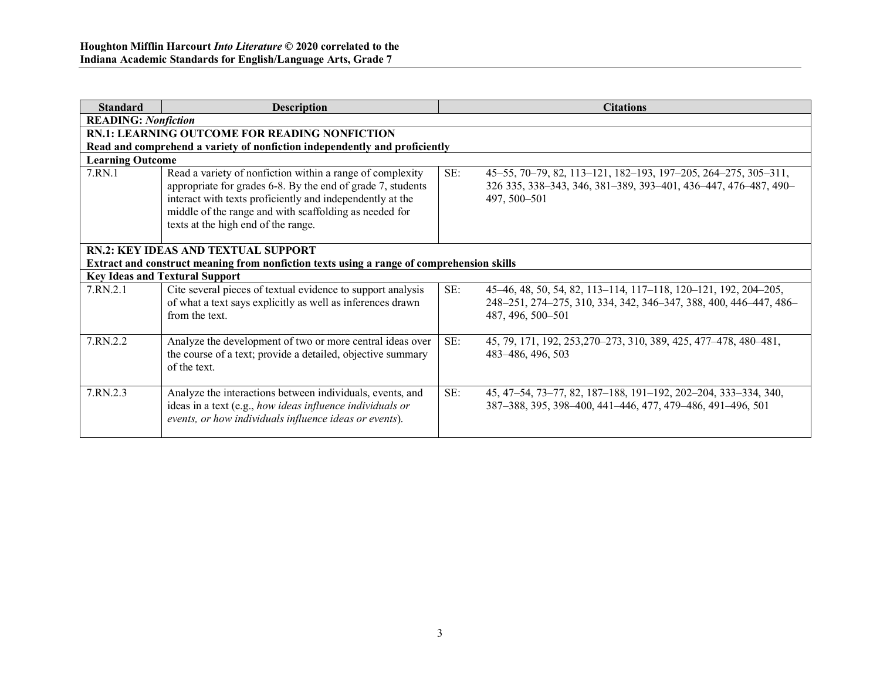| Standard | Description | Citations |
|---|---|---|
| **READING:** ***Nonfiction*** | | |
| **RN.1: LEARNING OUTCOME FOR READING NONFICTION** **Read and comprehend a variety of nonfiction independently and proficiently** | | |
| **Learning Outcome** | | |
| 7.RN.1 | Read a variety of nonfiction within a range of complexity appropriate for grades 6-8. By the end of grade 7, students interact with texts proficiently and independently at the middle of the range and with scaffolding as needed for texts at the high end of the range. | SE: 45–55, 70–79, 82, 113–121, 182–193, 197–205, 264–275, 305–311, 326 335, 338–343, 346, 381–389, 393–401, 436–447, 476–487, 490–497, 500–501 |
| **RN.2: KEY IDEAS AND TEXTUAL SUPPORT** **Extract and construct meaning from nonfiction texts using a range of comprehension skills** | | |
| **Key Ideas and Textural Support** | | |
| 7.RN.2.1 | Cite several pieces of textual evidence to support analysis of what a text says explicitly as well as inferences drawn from the text. | SE: 45–46, 48, 50, 54, 82, 113–114, 117–118, 120–121, 192, 204–205, 248–251, 274–275, 310, 334, 342, 346–347, 388, 400, 446–447, 486–487, 496, 500–501 |
| 7.RN.2.2 | Analyze the development of two or more central ideas over the course of a text; provide a detailed, objective summary of the text. | SE: 45, 79, 171, 192, 253,270–273, 310, 389, 425, 477–478, 480–481, 483–486, 496, 503 |
| 7.RN.2.3 | Analyze the interactions between individuals, events, and ideas in a text (e.g., *how ideas influence individuals or events, or how individuals influence ideas or events*). | SE: 45, 47–54, 73–77, 82, 187–188, 191–192, 202–204, 333–334, 340, 387–388, 395, 398–400, 441–446, 477, 479–486, 491–496, 501 |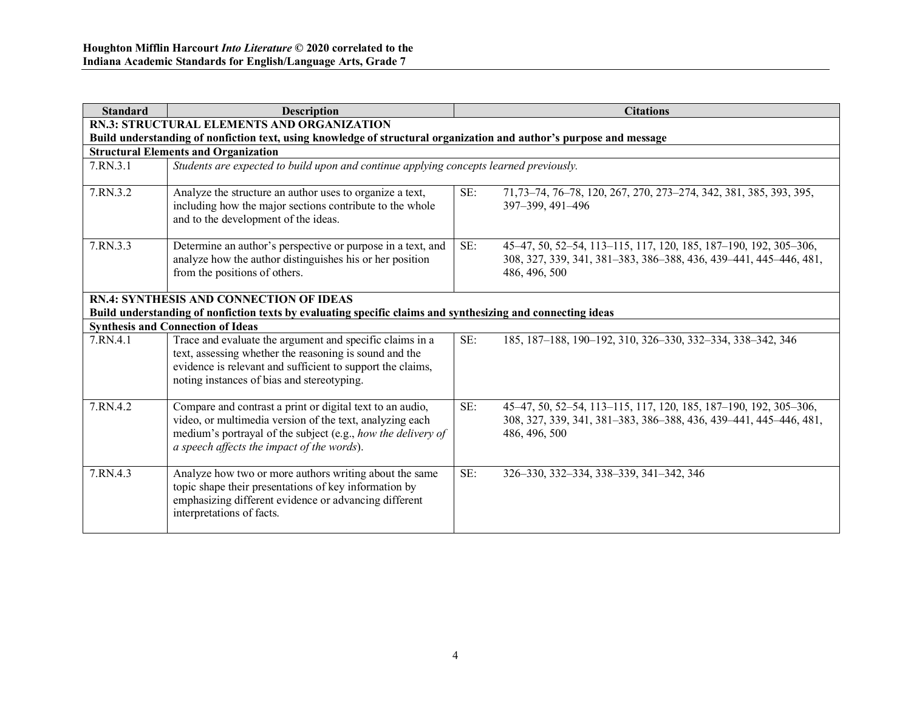**Houghton Mifflin Harcourt *Into Literature* © 2020 correlated to the Indiana Academic Standards for English/Language Arts, Grade 7**

| Standard | Description | Citations | |
|---|---|---|---|
| **RN.3: STRUCTURAL ELEMENTS AND ORGANIZATION**<br>**Build understanding of nonfiction text, using knowledge of structural organization and author's purpose and message** | | | |
| **Structural Elements and Organization** | | | |
| 7.RN.3.1 | *Students are expected to build upon and continue applying concepts learned previously.* | | |
| 7.RN.3.2 | Analyze the structure an author uses to organize a text, including how the major sections contribute to the whole and to the development of the ideas. | SE: | 71,73–74, 76–78, 120, 267, 270, 273–274, 342, 381, 385, 393, 395, 397–399, 491–496 |
| 7.RN.3.3 | Determine an author's perspective or purpose in a text, and analyze how the author distinguishes his or her position from the positions of others. | SE: | 45–47, 50, 52–54, 113–115, 117, 120, 185, 187–190, 192, 305–306, 308, 327, 339, 341, 381–383, 386–388, 436, 439–441, 445–446, 481, 486, 496, 500 |
| **RN.4: SYNTHESIS AND CONNECTION OF IDEAS**<br>**Build understanding of nonfiction texts by evaluating specific claims and synthesizing and connecting ideas** | | | |
| **Synthesis and Connection of Ideas** | | | |
| 7.RN.4.1 | Trace and evaluate the argument and specific claims in a text, assessing whether the reasoning is sound and the evidence is relevant and sufficient to support the claims, noting instances of bias and stereotyping. | SE: | 185, 187–188, 190–192, 310, 326–330, 332–334, 338–342, 346 |
| 7.RN.4.2 | Compare and contrast a print or digital text to an audio, video, or multimedia version of the text, analyzing each medium's portrayal of the subject (e.g., *how the delivery of a speech affects the impact of the words*). | SE: | 45–47, 50, 52–54, 113–115, 117, 120, 185, 187–190, 192, 305–306, 308, 327, 339, 341, 381–383, 386–388, 436, 439–441, 445–446, 481, 486, 496, 500 |
| 7.RN.4.3 | Analyze how two or more authors writing about the same topic shape their presentations of key information by emphasizing different evidence or advancing different interpretations of facts. | SE: | 326–330, 332–334, 338–339, 341–342, 346 |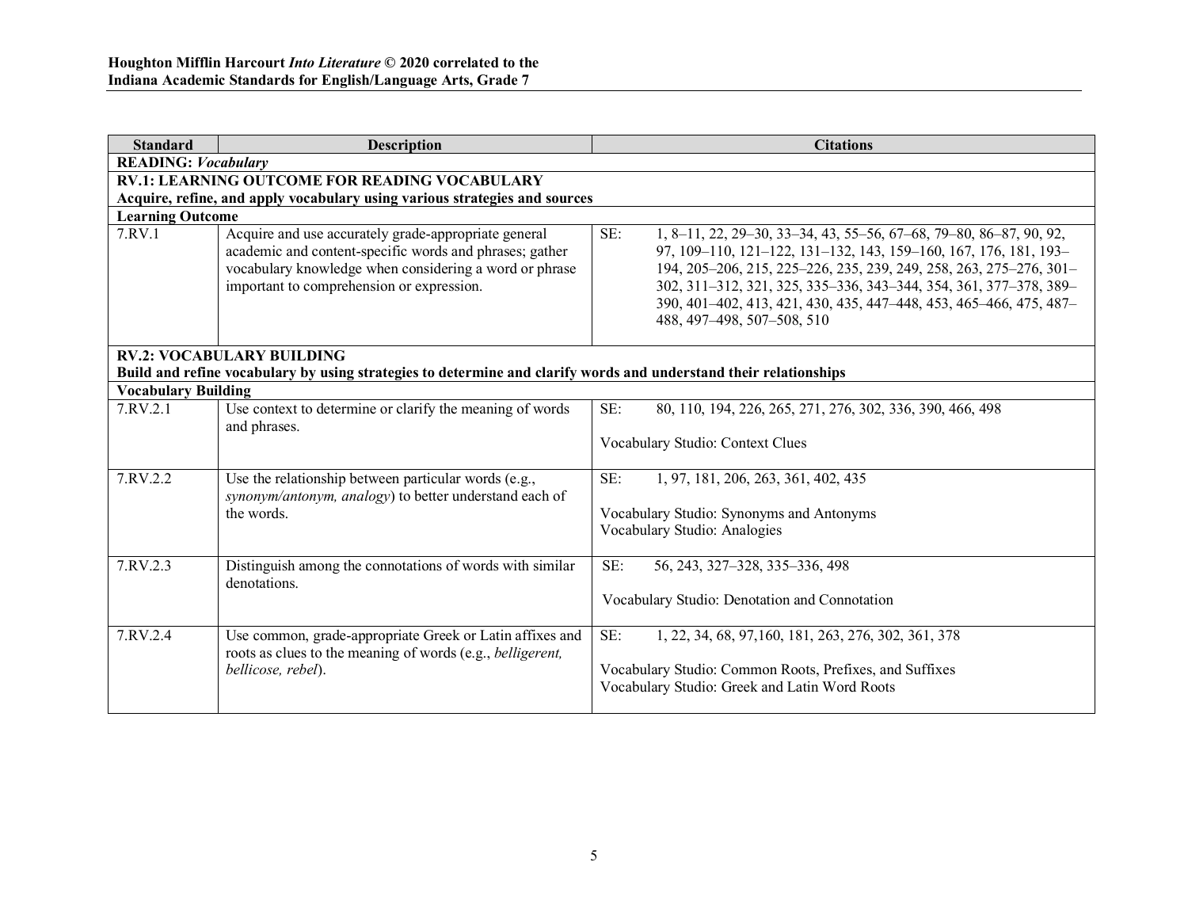| Standard | Description | Citations |
|---|---|---|
| **READING: *Vocabulary*** | | |
| **RV.1: LEARNING OUTCOME FOR READING VOCABULARY** **Acquire, refine, and apply vocabulary using various strategies and sources** | | |
| **Learning Outcome** | | |
| 7.RV.1 | Acquire and use accurately grade-appropriate general academic and content-specific words and phrases; gather vocabulary knowledge when considering a word or phrase important to comprehension or expression. | SE: 1, 8–11, 22, 29–30, 33–34, 43, 55–56, 67–68, 79–80, 86–87, 90, 92, 97, 109–110, 121–122, 131–132, 143, 159–160, 167, 176, 181, 193–194, 205–206, 215, 225–226, 235, 239, 249, 258, 263, 275–276, 301–302, 311–312, 321, 325, 335–336, 343–344, 354, 361, 377–378, 389–390, 401–402, 413, 421, 430, 435, 447–448, 453, 465–466, 475, 487–488, 497–498, 507–508, 510 |
| **RV.2: VOCABULARY BUILDING** **Build and refine vocabulary by using strategies to determine and clarify words and understand their relationships** | | |
| **Vocabulary Building** | | |
| 7.RV.2.1 | Use context to determine or clarify the meaning of words and phrases. | SE: 80, 110, 194, 226, 265, 271, 276, 302, 336, 390, 466, 498<br><br>Vocabulary Studio: Context Clues |
| 7.RV.2.2 | Use the relationship between particular words (e.g., *synonym/antonym, analogy*) to better understand each of the words. | SE: 1, 97, 181, 206, 263, 361, 402, 435<br><br>Vocabulary Studio: Synonyms and Antonyms<br>Vocabulary Studio: Analogies |
| 7.RV.2.3 | Distinguish among the connotations of words with similar denotations. | SE: 56, 243, 327–328, 335–336, 498<br><br>Vocabulary Studio: Denotation and Connotation |
| 7.RV.2.4 | Use common, grade-appropriate Greek or Latin affixes and roots as clues to the meaning of words (e.g., *belligerent, bellicose, rebel*). | SE: 1, 22, 34, 68, 97,160, 181, 263, 276, 302, 361, 378<br><br>Vocabulary Studio: Common Roots, Prefixes, and Suffixes<br>Vocabulary Studio: Greek and Latin Word Roots |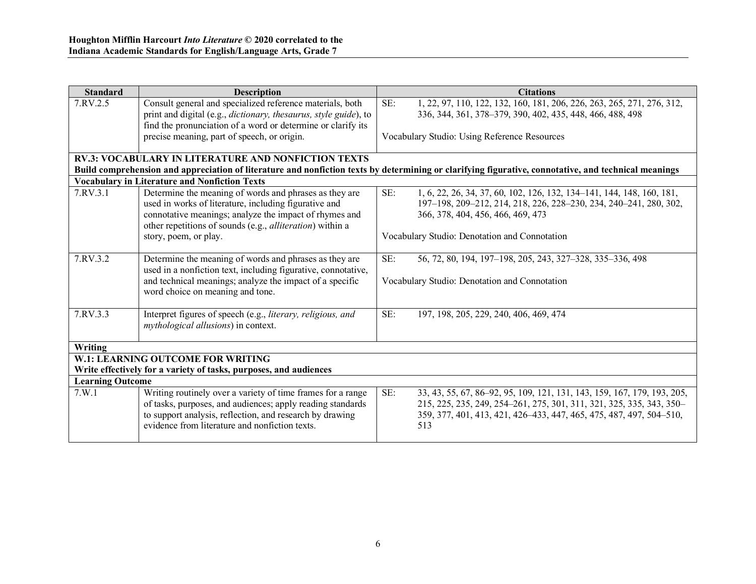| Standard | Description | Citations |
| --- | --- | --- |
| 7.RV.2.5 | Consult general and specialized reference materials, both print and digital (e.g., *dictionary, thesaurus, style guide*), to find the pronunciation of a word or determine or clarify its precise meaning, part of speech, or origin. | SE: 1, 22, 97, 110, 122, 132, 160, 181, 206, 226, 263, 265, 271, 276, 312, 336, 344, 361, 378–379, 390, 402, 435, 448, 466, 488, 498<br><br>Vocabulary Studio: Using Reference Resources |
| **RV.3: VOCABULARY IN LITERATURE AND NONFICTION TEXTS**<br>**Build comprehension and appreciation of literature and nonfiction texts by determining or clarifying figurative, connotative, and technical meanings** | | |
| **Vocabulary in Literature and Nonfiction Texts** | | |
| 7.RV.3.1 | Determine the meaning of words and phrases as they are used in works of literature, including figurative and connotative meanings; analyze the impact of rhymes and other repetitions of sounds (e.g., *alliteration*) within a story, poem, or play. | SE: 1, 6, 22, 26, 34, 37, 60, 102, 126, 132, 134–141, 144, 148, 160, 181, 197–198, 209–212, 214, 218, 226, 228–230, 234, 240–241, 280, 302, 366, 378, 404, 456, 466, 469, 473<br><br>Vocabulary Studio: Denotation and Connotation |
| 7.RV.3.2 | Determine the meaning of words and phrases as they are used in a nonfiction text, including figurative, connotative, and technical meanings; analyze the impact of a specific word choice on meaning and tone. | SE: 56, 72, 80, 194, 197–198, 205, 243, 327–328, 335–336, 498<br><br>Vocabulary Studio: Denotation and Connotation |
| 7.RV.3.3 | Interpret figures of speech (e.g., *literary, religious, and mythological allusions*) in context. | SE: 197, 198, 205, 229, 240, 406, 469, 474 |
| **Writing** | | |
| **W.1: LEARNING OUTCOME FOR WRITING**<br>**Write effectively for a variety of tasks, purposes, and audiences** | | |
| **Learning Outcome** | | |
| 7.W.1 | Writing routinely over a variety of time frames for a range of tasks, purposes, and audiences; apply reading standards to support analysis, reflection, and research by drawing evidence from literature and nonfiction texts. | SE: 33, 43, 55, 67, 86–92, 95, 109, 121, 131, 143, 159, 167, 179, 193, 205, 215, 225, 235, 249, 254–261, 275, 301, 311, 321, 325, 335, 343, 350–359, 377, 401, 413, 421, 426–433, 447, 465, 475, 487, 497, 504–510, 513 |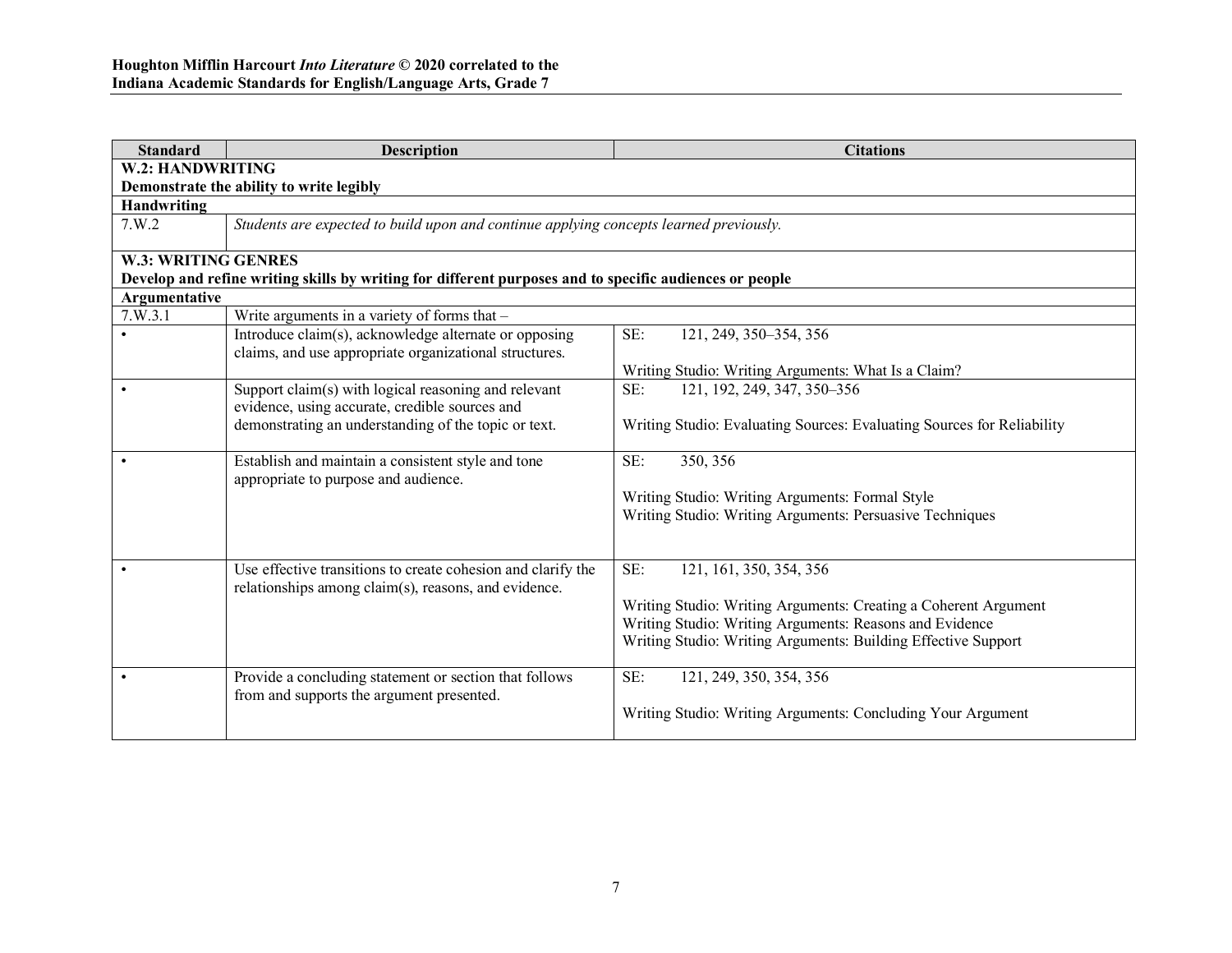| Standard | Description | Citations |
|---|---|---|
| **W.2: HANDWRITING** **Demonstrate the ability to write legibly** | | |
| **Handwriting** | | |
| 7.W.2 | *Students are expected to build upon and continue applying concepts learned previously.* | |
| **W.3: WRITING GENRES** **Develop and refine writing skills by writing for different purposes and to specific audiences or people** | | |
| **Argumentative** | | |
| 7.W.3.1 | Write arguments in a variety of forms that – | |
| • | Introduce claim(s), acknowledge alternate or opposing claims, and use appropriate organizational structures. | SE: 121, 249, 350–354, 356<br><br>Writing Studio: Writing Arguments: What Is a Claim? |
| • | Support claim(s) with logical reasoning and relevant evidence, using accurate, credible sources and demonstrating an understanding of the topic or text. | SE: 121, 192, 249, 347, 350–356<br><br>Writing Studio: Evaluating Sources: Evaluating Sources for Reliability |
| • | Establish and maintain a consistent style and tone appropriate to purpose and audience. | SE: 350, 356<br><br>Writing Studio: Writing Arguments: Formal Style<br>Writing Studio: Writing Arguments: Persuasive Techniques |
| • | Use effective transitions to create cohesion and clarify the relationships among claim(s), reasons, and evidence. | SE: 121, 161, 350, 354, 356<br><br>Writing Studio: Writing Arguments: Creating a Coherent Argument<br>Writing Studio: Writing Arguments: Reasons and Evidence<br>Writing Studio: Writing Arguments: Building Effective Support |
| • | Provide a concluding statement or section that follows from and supports the argument presented. | SE: 121, 249, 350, 354, 356<br><br>Writing Studio: Writing Arguments: Concluding Your Argument |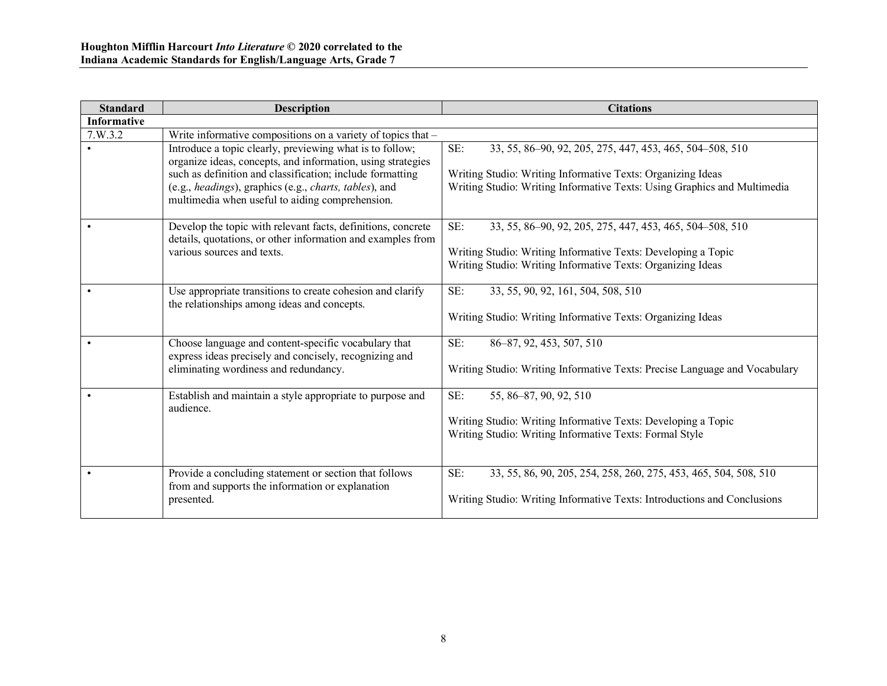| Standard | Description | Citations |
| --- | --- | --- |
| **Informative** | | |
| 7.W.3.2 | Write informative compositions on a variety of topics that – | |
| • | Introduce a topic clearly, previewing what is to follow; organize ideas, concepts, and information, using strategies such as definition and classification; include formatting (e.g., *headings*), graphics (e.g., *charts, tables*), and multimedia when useful to aiding comprehension. | SE: 33, 55, 86–90, 92, 205, 275, 447, 453, 465, 504–508, 510<br><br>Writing Studio: Writing Informative Texts: Organizing Ideas<br>Writing Studio: Writing Informative Texts: Using Graphics and Multimedia |
| • | Develop the topic with relevant facts, definitions, concrete details, quotations, or other information and examples from various sources and texts. | SE: 33, 55, 86–90, 92, 205, 275, 447, 453, 465, 504–508, 510<br><br>Writing Studio: Writing Informative Texts: Developing a Topic<br>Writing Studio: Writing Informative Texts: Organizing Ideas |
| • | Use appropriate transitions to create cohesion and clarify the relationships among ideas and concepts. | SE: 33, 55, 90, 92, 161, 504, 508, 510<br><br>Writing Studio: Writing Informative Texts: Organizing Ideas |
| • | Choose language and content-specific vocabulary that express ideas precisely and concisely, recognizing and eliminating wordiness and redundancy. | SE: 86–87, 92, 453, 507, 510<br><br>Writing Studio: Writing Informative Texts: Precise Language and Vocabulary |
| • | Establish and maintain a style appropriate to purpose and audience. | SE: 55, 86–87, 90, 92, 510<br><br>Writing Studio: Writing Informative Texts: Developing a Topic<br>Writing Studio: Writing Informative Texts: Formal Style |
| • | Provide a concluding statement or section that follows from and supports the information or explanation presented. | SE: 33, 55, 86, 90, 205, 254, 258, 260, 275, 453, 465, 504, 508, 510<br><br>Writing Studio: Writing Informative Texts: Introductions and Conclusions |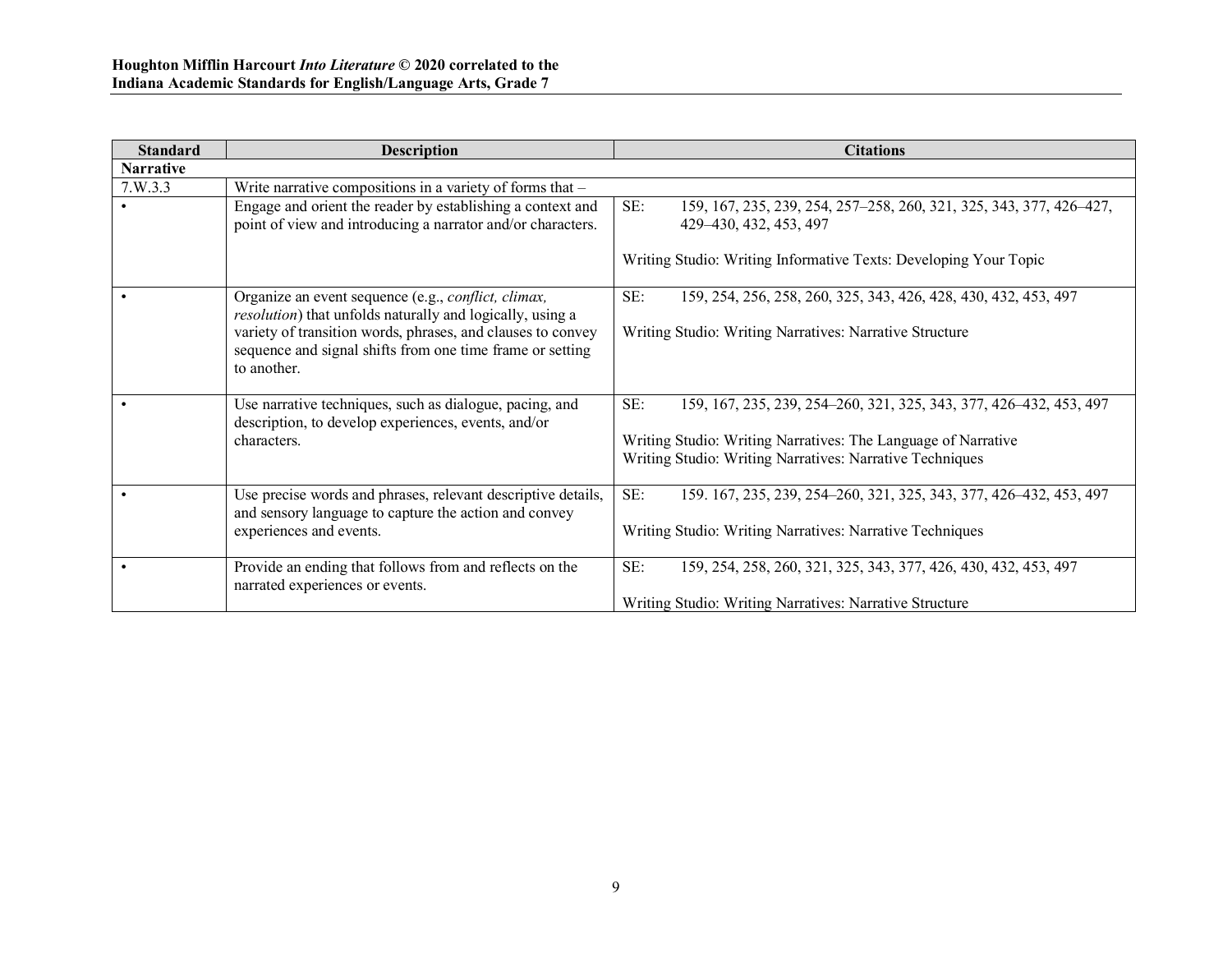| Standard | Description | Citations |
|---|---|---|
| **Narrative** | | |
| 7.W.3.3 | Write narrative compositions in a variety of forms that – | |
| • | Engage and orient the reader by establishing a context and point of view and introducing a narrator and/or characters. | SE: 159, 167, 235, 239, 254, 257–258, 260, 321, 325, 343, 377, 426–427, 429–430, 432, 453, 497<br><br>Writing Studio: Writing Informative Texts: Developing Your Topic |
| • | Organize an event sequence (e.g., *conflict, climax, resolution*) that unfolds naturally and logically, using a variety of transition words, phrases, and clauses to convey sequence and signal shifts from one time frame or setting to another. | SE: 159, 254, 256, 258, 260, 325, 343, 426, 428, 430, 432, 453, 497<br><br>Writing Studio: Writing Narratives: Narrative Structure |
| • | Use narrative techniques, such as dialogue, pacing, and description, to develop experiences, events, and/or characters. | SE: 159, 167, 235, 239, 254–260, 321, 325, 343, 377, 426–432, 453, 497<br><br>Writing Studio: Writing Narratives: The Language of Narrative<br>Writing Studio: Writing Narratives: Narrative Techniques |
| • | Use precise words and phrases, relevant descriptive details, and sensory language to capture the action and convey experiences and events. | SE: 159. 167, 235, 239, 254–260, 321, 325, 343, 377, 426–432, 453, 497<br><br>Writing Studio: Writing Narratives: Narrative Techniques |
| • | Provide an ending that follows from and reflects on the narrated experiences or events. | SE: 159, 254, 258, 260, 321, 325, 343, 377, 426, 430, 432, 453, 497<br><br>Writing Studio: Writing Narratives: Narrative Structure |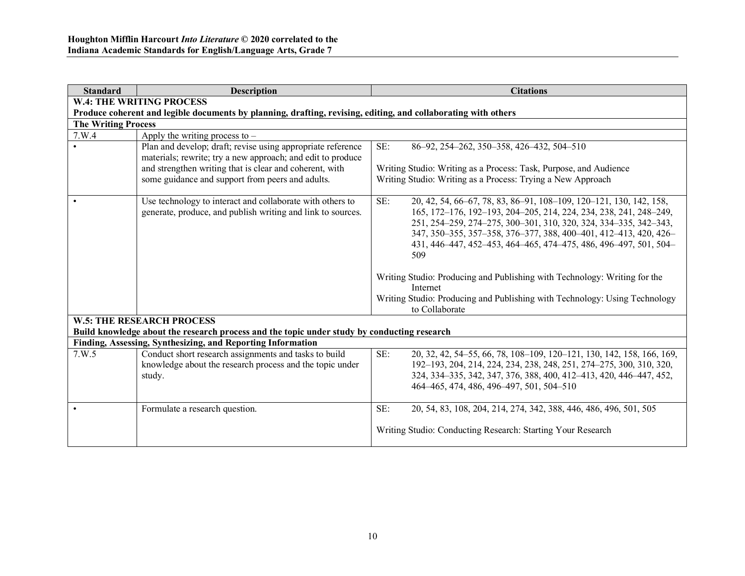| Standard | Description | Citations |
|---|---|---|
| **W.4: THE WRITING PROCESS** **Produce coherent and legible documents by planning, drafting, revising, editing, and collaborating with others** | | |
| **The Writing Process** | | |
| 7.W.4 | Apply the writing process to – | |
| • | Plan and develop; draft; revise using appropriate reference materials; rewrite; try a new approach; and edit to produce and strengthen writing that is clear and coherent, with some guidance and support from peers and adults. | SE: 86–92, 254–262, 350–358, 426–432, 504–510<br><br>Writing Studio: Writing as a Process: Task, Purpose, and Audience<br>Writing Studio: Writing as a Process: Trying a New Approach |
| • | Use technology to interact and collaborate with others to generate, produce, and publish writing and link to sources. | SE: 20, 42, 54, 66–67, 78, 83, 86–91, 108–109, 120–121, 130, 142, 158, 165, 172–176, 192–193, 204–205, 214, 224, 234, 238, 241, 248–249, 251, 254–259, 274–275, 300–301, 310, 320, 324, 334–335, 342–343, 347, 350–355, 357–358, 376–377, 388, 400–401, 412–413, 420, 426–431, 446–447, 452–453, 464–465, 474–475, 486, 496–497, 501, 504–509<br><br>Writing Studio: Producing and Publishing with Technology: Writing for the Internet<br>Writing Studio: Producing and Publishing with Technology: Using Technology to Collaborate |
| **W.5: THE RESEARCH PROCESS** **Build knowledge about the research process and the topic under study by conducting research** | | |
| **Finding, Assessing, Synthesizing, and Reporting Information** | | |
| 7.W.5 | Conduct short research assignments and tasks to build knowledge about the research process and the topic under study. | SE: 20, 32, 42, 54–55, 66, 78, 108–109, 120–121, 130, 142, 158, 166, 169, 192–193, 204, 214, 224, 234, 238, 248, 251, 274–275, 300, 310, 320, 324, 334–335, 342, 347, 376, 388, 400, 412–413, 420, 446–447, 452, 464–465, 474, 486, 496–497, 501, 504–510 |
| • | Formulate a research question. | SE: 20, 54, 83, 108, 204, 214, 274, 342, 388, 446, 486, 496, 501, 505<br><br>Writing Studio: Conducting Research: Starting Your Research |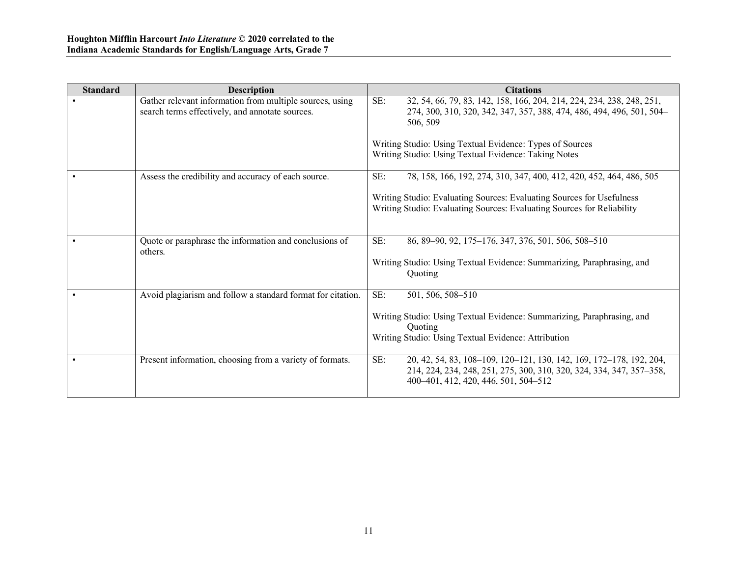| Standard | Description | Citations |
|---|---|---|
| • | Gather relevant information from multiple sources, using search terms effectively, and annotate sources. | SE: 32, 54, 66, 79, 83, 142, 158, 166, 204, 214, 224, 234, 238, 248, 251, 274, 300, 310, 320, 342, 347, 357, 388, 474, 486, 494, 496, 501, 504–506, 509<br><br>Writing Studio: Using Textual Evidence: Types of Sources<br>Writing Studio: Using Textual Evidence: Taking Notes |
| • | Assess the credibility and accuracy of each source. | SE: 78, 158, 166, 192, 274, 310, 347, 400, 412, 420, 452, 464, 486, 505<br><br>Writing Studio: Evaluating Sources: Evaluating Sources for Usefulness<br>Writing Studio: Evaluating Sources: Evaluating Sources for Reliability |
| • | Quote or paraphrase the information and conclusions of others. | SE: 86, 89–90, 92, 175–176, 347, 376, 501, 506, 508–510<br><br>Writing Studio: Using Textual Evidence: Summarizing, Paraphrasing, and Quoting |
| • | Avoid plagiarism and follow a standard format for citation. | SE: 501, 506, 508–510<br><br>Writing Studio: Using Textual Evidence: Summarizing, Paraphrasing, and Quoting<br>Writing Studio: Using Textual Evidence: Attribution |
| • | Present information, choosing from a variety of formats. | SE: 20, 42, 54, 83, 108–109, 120–121, 130, 142, 169, 172–178, 192, 204, 214, 224, 234, 248, 251, 275, 300, 310, 320, 324, 334, 347, 357–358, 400–401, 412, 420, 446, 501, 504–512 |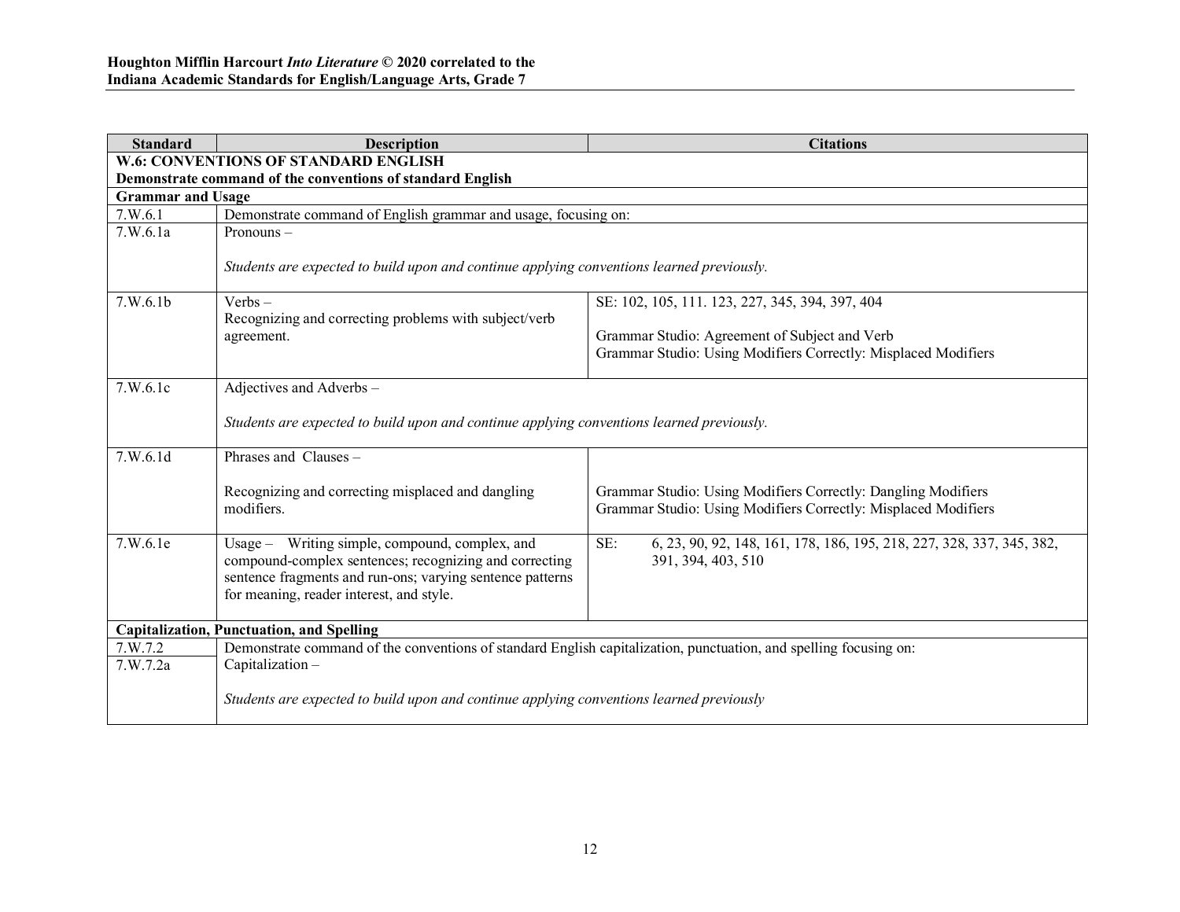| Standard | Description | Citations |
| --- | --- | --- |
| **W.6: CONVENTIONS OF STANDARD ENGLISH**<br>**Demonstrate command of the conventions of standard English** | | |
| **Grammar and Usage** | | |
| 7.W.6.1 | Demonstrate command of English grammar and usage, focusing on: | |
| 7.W.6.1a | Pronouns –<br><br>*Students are expected to build upon and continue applying conventions learned previously.* | |
| 7.W.6.1b | Verbs –<br>Recognizing and correcting problems with subject/verb agreement. | SE: 102, 105, 111. 123, 227, 345, 394, 397, 404<br><br>Grammar Studio: Agreement of Subject and Verb<br>Grammar Studio: Using Modifiers Correctly: Misplaced Modifiers |
| 7.W.6.1c | Adjectives and Adverbs –<br><br>*Students are expected to build upon and continue applying conventions learned previously.* | |
| 7.W.6.1d | Phrases and Clauses –<br><br>Recognizing and correcting misplaced and dangling modifiers. | Grammar Studio: Using Modifiers Correctly: Dangling Modifiers<br>Grammar Studio: Using Modifiers Correctly: Misplaced Modifiers |
| 7.W.6.1e | Usage – Writing simple, compound, complex, and compound-complex sentences; recognizing and correcting sentence fragments and run-ons; varying sentence patterns for meaning, reader interest, and style. | SE: 6, 23, 90, 92, 148, 161, 178, 186, 195, 218, 227, 328, 337, 345, 382, 391, 394, 403, 510 |
| **Capitalization, Punctuation, and Spelling** | | |
| 7.W.7.2 | Demonstrate command of the conventions of standard English capitalization, punctuation, and spelling focusing on: | |
| 7.W.7.2a | Capitalization –<br><br>*Students are expected to build upon and continue applying conventions learned previously* | |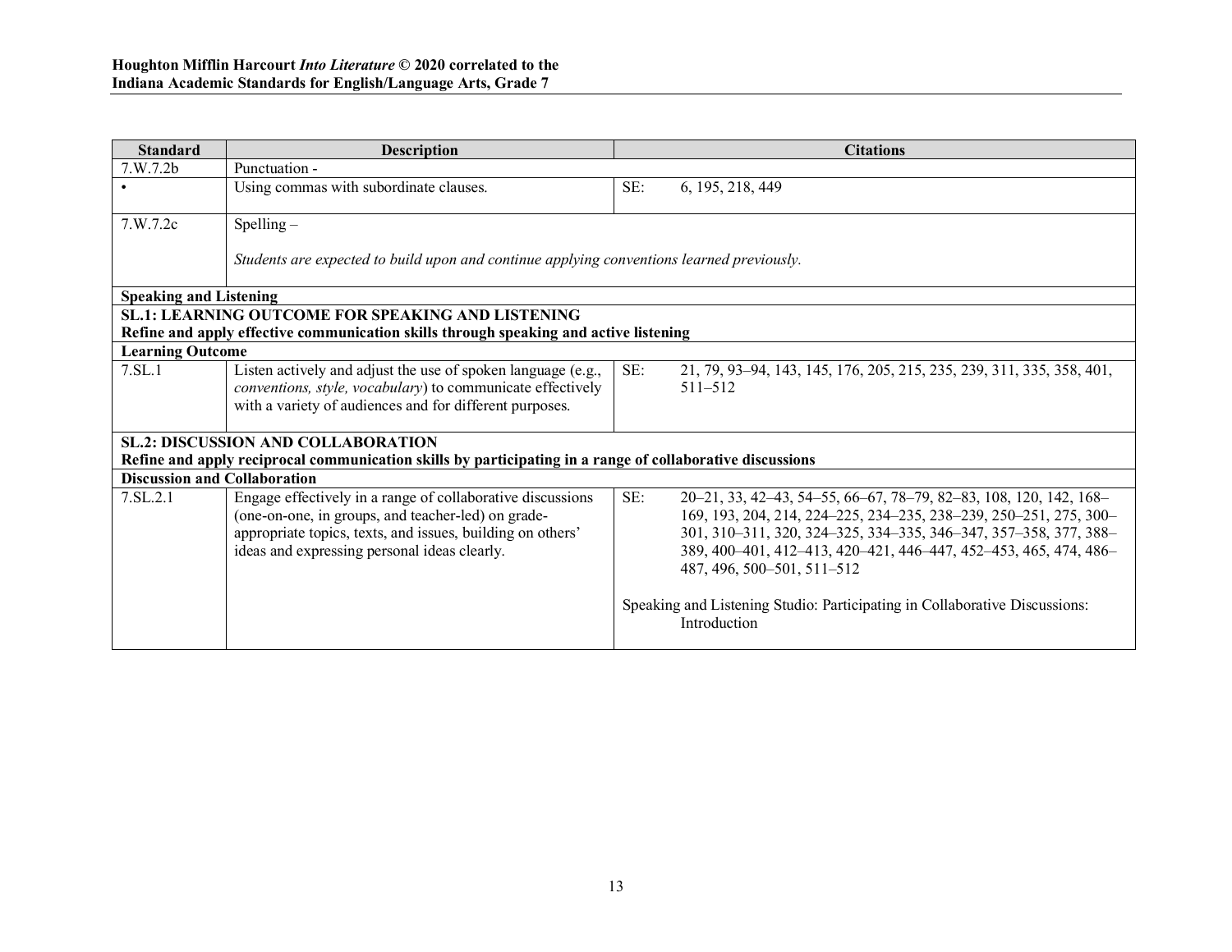| Standard | Description | Citations |
| --- | --- | --- |
| 7.W.7.2b | Punctuation - | |
| • | Using commas with subordinate clauses. | SE: 6, 195, 218, 449 |
| 7.W.7.2c | Spelling – *Students are expected to build upon and continue applying conventions learned previously.* | |
| **Speaking and Listening** | | |
| **SL.1: LEARNING OUTCOME FOR SPEAKING AND LISTENING** **Refine and apply effective communication skills through speaking and active listening** | | |
| **Learning Outcome** | | |
| 7.SL.1 | Listen actively and adjust the use of spoken language (e.g., *conventions, style, vocabulary*) to communicate effectively with a variety of audiences and for different purposes. | SE: 21, 79, 93–94, 143, 145, 176, 205, 215, 235, 239, 311, 335, 358, 401, 511–512 |
| **SL.2: DISCUSSION AND COLLABORATION** **Refine and apply reciprocal communication skills by participating in a range of collaborative discussions** | | |
| **Discussion and Collaboration** | | |
| 7.SL.2.1 | Engage effectively in a range of collaborative discussions (one-on-one, in groups, and teacher-led) on grade-appropriate topics, texts, and issues, building on others' ideas and expressing personal ideas clearly. | SE: 20–21, 33, 42–43, 54–55, 66–67, 78–79, 82–83, 108, 120, 142, 168–169, 193, 204, 214, 224–225, 234–235, 238–239, 250–251, 275, 300–301, 310–311, 320, 324–325, 334–335, 346–347, 357–358, 377, 388–389, 400–401, 412–413, 420–421, 446–447, 452–453, 465, 474, 486–487, 496, 500–501, 511–512<br><br>Speaking and Listening Studio: Participating in Collaborative Discussions: Introduction |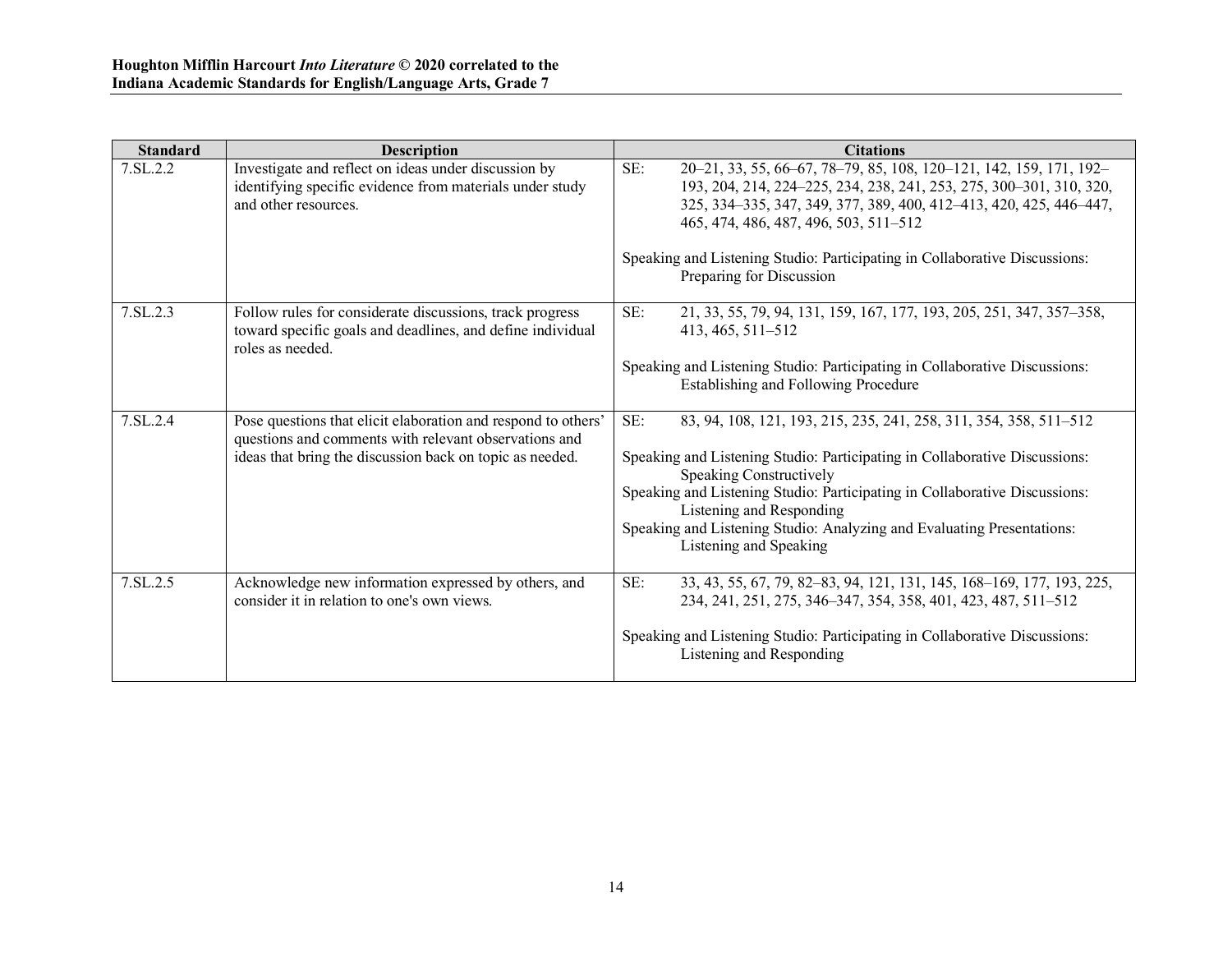| Standard | Description | Citations |
|---|---|---|
| 7.SL.2.2 | Investigate and reflect on ideas under discussion by identifying specific evidence from materials under study and other resources. | SE: 20–21, 33, 55, 66–67, 78–79, 85, 108, 120–121, 142, 159, 171, 192–193, 204, 214, 224–225, 234, 238, 241, 253, 275, 300–301, 310, 320, 325, 334–335, 347, 349, 377, 389, 400, 412–413, 420, 425, 446–447, 465, 474, 486, 487, 496, 503, 511–512<br><br>Speaking and Listening Studio: Participating in Collaborative Discussions: Preparing for Discussion |
| 7.SL.2.3 | Follow rules for considerate discussions, track progress toward specific goals and deadlines, and define individual roles as needed. | SE: 21, 33, 55, 79, 94, 131, 159, 167, 177, 193, 205, 251, 347, 357–358, 413, 465, 511–512<br><br>Speaking and Listening Studio: Participating in Collaborative Discussions: Establishing and Following Procedure |
| 7.SL.2.4 | Pose questions that elicit elaboration and respond to others' questions and comments with relevant observations and ideas that bring the discussion back on topic as needed. | SE: 83, 94, 108, 121, 193, 215, 235, 241, 258, 311, 354, 358, 511–512<br><br>Speaking and Listening Studio: Participating in Collaborative Discussions: Speaking Constructively<br>Speaking and Listening Studio: Participating in Collaborative Discussions: Listening and Responding<br>Speaking and Listening Studio: Analyzing and Evaluating Presentations: Listening and Speaking |
| 7.SL.2.5 | Acknowledge new information expressed by others, and consider it in relation to one's own views. | SE: 33, 43, 55, 67, 79, 82–83, 94, 121, 131, 145, 168–169, 177, 193, 225, 234, 241, 251, 275, 346–347, 354, 358, 401, 423, 487, 511–512<br><br>Speaking and Listening Studio: Participating in Collaborative Discussions: Listening and Responding |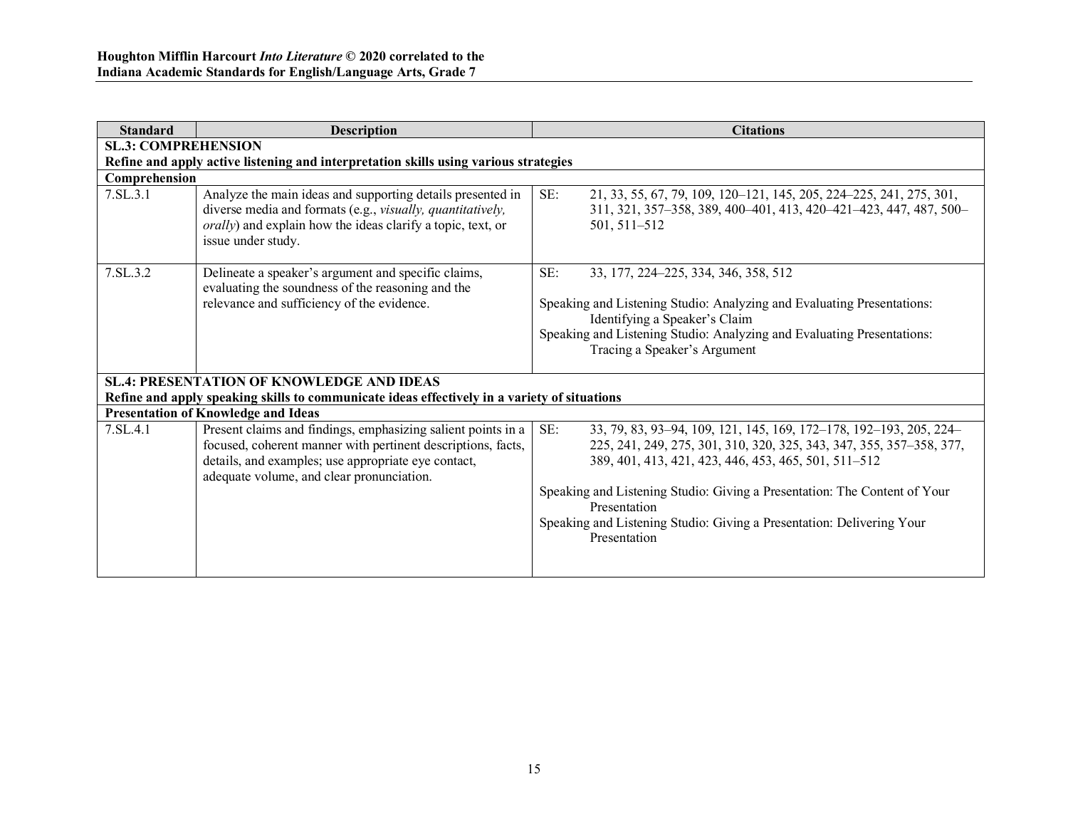| Standard | Description | Citations |
|---|---|---|
| **SL.3: COMPREHENSION** | | |
| **Refine and apply active listening and interpretation skills using various strategies** | | |
| **Comprehension** | | |
| 7.SL.3.1 | Analyze the main ideas and supporting details presented in diverse media and formats (e.g., *visually, quantitatively, orally*) and explain how the ideas clarify a topic, text, or issue under study. | SE: 21, 33, 55, 67, 79, 109, 120–121, 145, 205, 224–225, 241, 275, 301, 311, 321, 357–358, 389, 400–401, 413, 420–421–423, 447, 487, 500–501, 511–512 |
| 7.SL.3.2 | Delineate a speaker's argument and specific claims, evaluating the soundness of the reasoning and the relevance and sufficiency of the evidence. | SE: 33, 177, 224–225, 334, 346, 358, 512<br><br>Speaking and Listening Studio: Analyzing and Evaluating Presentations: Identifying a Speaker's Claim<br>Speaking and Listening Studio: Analyzing and Evaluating Presentations: Tracing a Speaker's Argument |
| **SL.4: PRESENTATION OF KNOWLEDGE AND IDEAS** | | |
| **Refine and apply speaking skills to communicate ideas effectively in a variety of situations** | | |
| **Presentation of Knowledge and Ideas** | | |
| 7.SL.4.1 | Present claims and findings, emphasizing salient points in a focused, coherent manner with pertinent descriptions, facts, details, and examples; use appropriate eye contact, adequate volume, and clear pronunciation. | SE: 33, 79, 83, 93–94, 109, 121, 145, 169, 172–178, 192–193, 205, 224–225, 241, 249, 275, 301, 310, 320, 325, 343, 347, 355, 357–358, 377, 389, 401, 413, 421, 423, 446, 453, 465, 501, 511–512<br><br>Speaking and Listening Studio: Giving a Presentation: The Content of Your Presentation<br>Speaking and Listening Studio: Giving a Presentation: Delivering Your Presentation |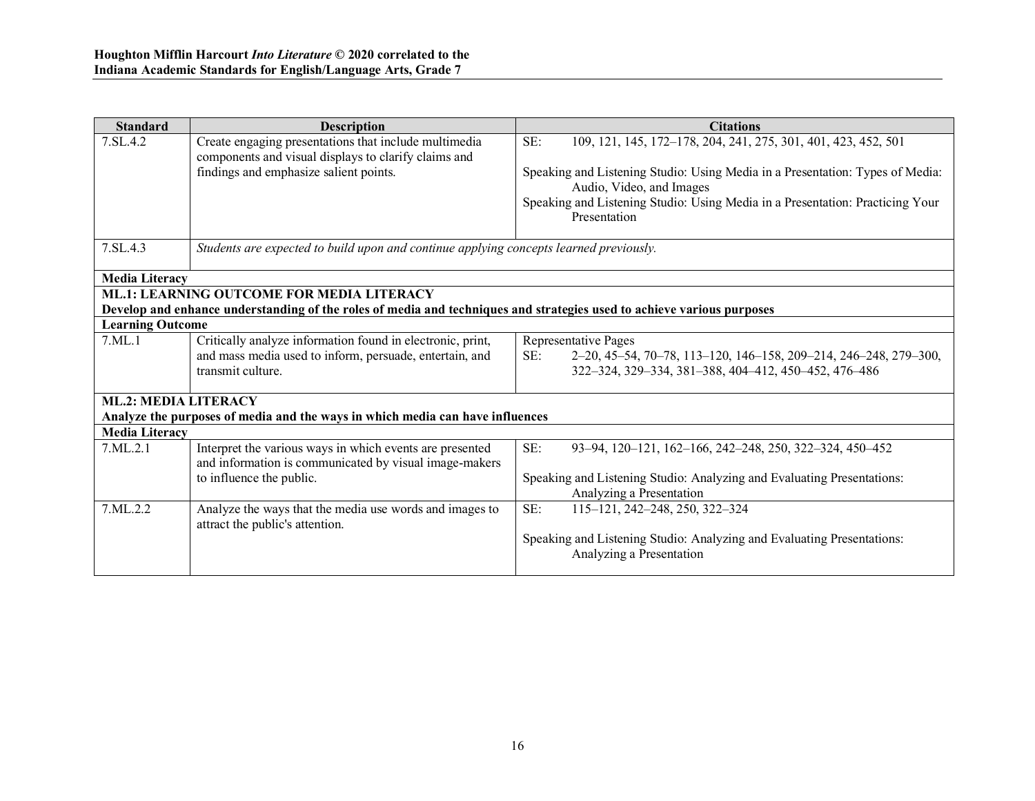| Standard | Description | Citations |
| --- | --- | --- |
| 7.SL.4.2 | Create engaging presentations that include multimedia components and visual displays to clarify claims and findings and emphasize salient points. | SE: 109, 121, 145, 172–178, 204, 241, 275, 301, 401, 423, 452, 501<br><br>Speaking and Listening Studio: Using Media in a Presentation: Types of Media: Audio, Video, and Images<br>Speaking and Listening Studio: Using Media in a Presentation: Practicing Your Presentation |
| 7.SL.4.3 | *Students are expected to build upon and continue applying concepts learned previously.* | |
| **Media Literacy** | | |
| **ML.1: LEARNING OUTCOME FOR MEDIA LITERACY**<br>**Develop and enhance understanding of the roles of media and techniques and strategies used to achieve various purposes** | | |
| **Learning Outcome** | | |
| 7.ML.1 | Critically analyze information found in electronic, print, and mass media used to inform, persuade, entertain, and transmit culture. | Representative Pages<br>SE: 2–20, 45–54, 70–78, 113–120, 146–158, 209–214, 246–248, 279–300, 322–324, 329–334, 381–388, 404–412, 450–452, 476–486 |
| **ML.2: MEDIA LITERACY**<br>**Analyze the purposes of media and the ways in which media can have influences** | | |
| **Media Literacy** | | |
| 7.ML.2.1 | Interpret the various ways in which events are presented and information is communicated by visual image-makers to influence the public. | SE: 93–94, 120–121, 162–166, 242–248, 250, 322–324, 450–452<br><br>Speaking and Listening Studio: Analyzing and Evaluating Presentations: Analyzing a Presentation |
| 7.ML.2.2 | Analyze the ways that the media use words and images to attract the public's attention. | SE: 115–121, 242–248, 250, 322–324<br><br>Speaking and Listening Studio: Analyzing and Evaluating Presentations: Analyzing a Presentation |